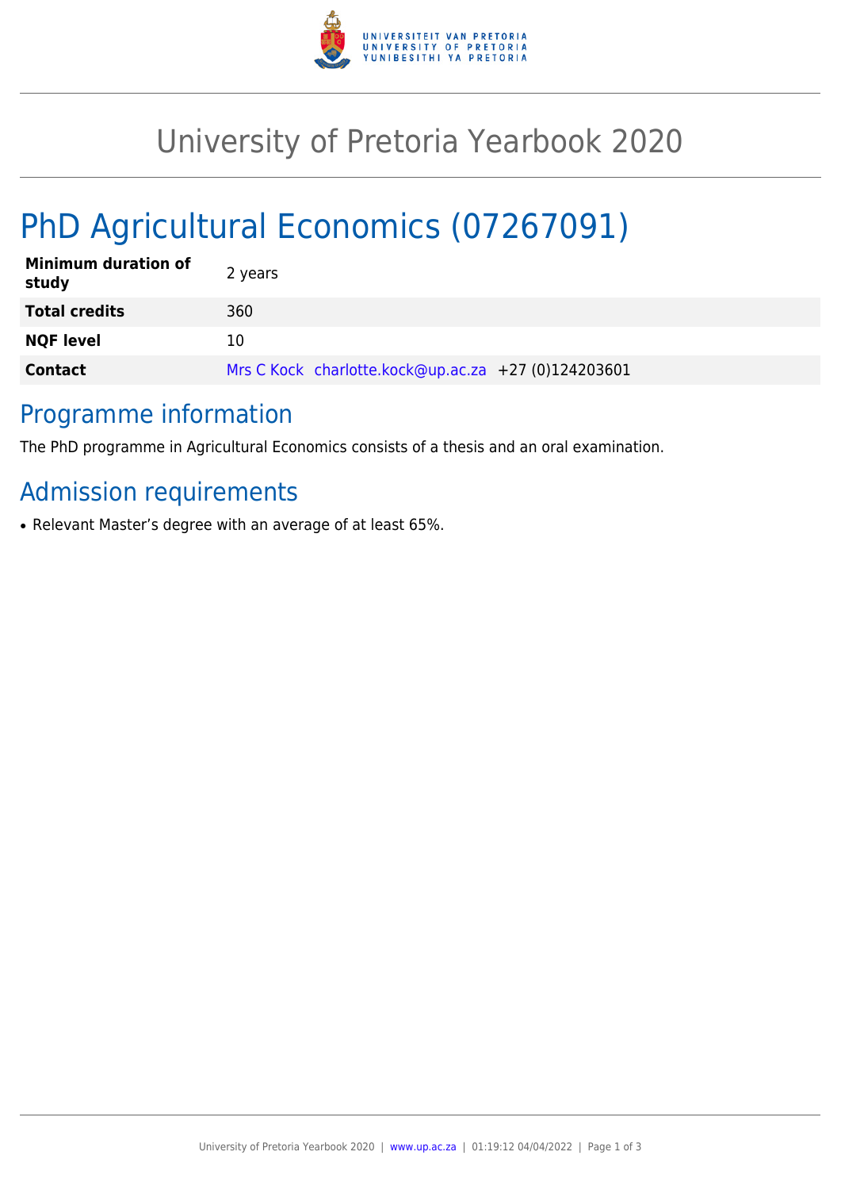# University of Pretoria Yearbook 2020

## PhD Agricultural Economics (07267091)

| | |
|---|---|
| **Minimum duration of study** | 2 years |
| **Total credits** | 360 |
| **NQF level** | 10 |
| **Contact** | Mrs C Kock charlotte.kock@up.ac.za +27 (0)124203601 |

## Programme information

The PhD programme in Agricultural Economics consists of a thesis and an oral examination.

## Admission requirements

- Relevant Master's degree with an average of at least 65%.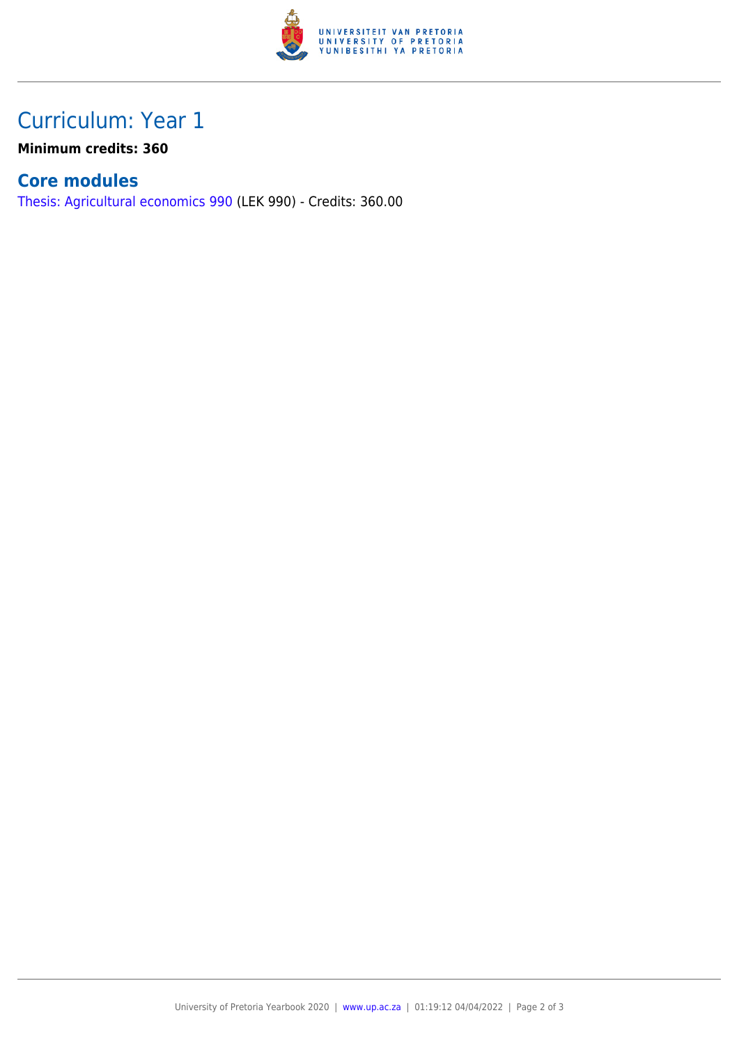# Curriculum: Year 1

**Minimum credits: 360**

## Core modules

Thesis: Agricultural economics 990 (LEK 990) - Credits: 360.00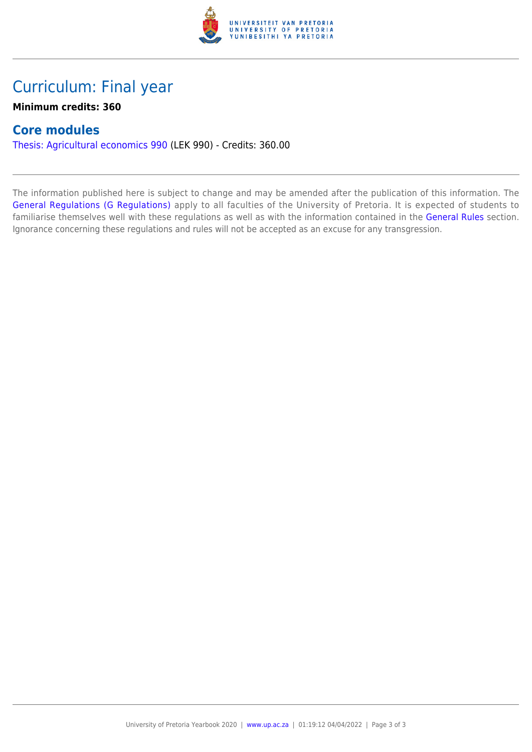## Curriculum: Final year

**Minimum credits: 360**

### Core modules

Thesis: Agricultural economics 990 (LEK 990) - Credits: 360.00

The information published here is subject to change and may be amended after the publication of this information. The General Regulations (G Regulations) apply to all faculties of the University of Pretoria. It is expected of students to familiarise themselves well with these regulations as well as with the information contained in the General Rules section. Ignorance concerning these regulations and rules will not be accepted as an excuse for any transgression.